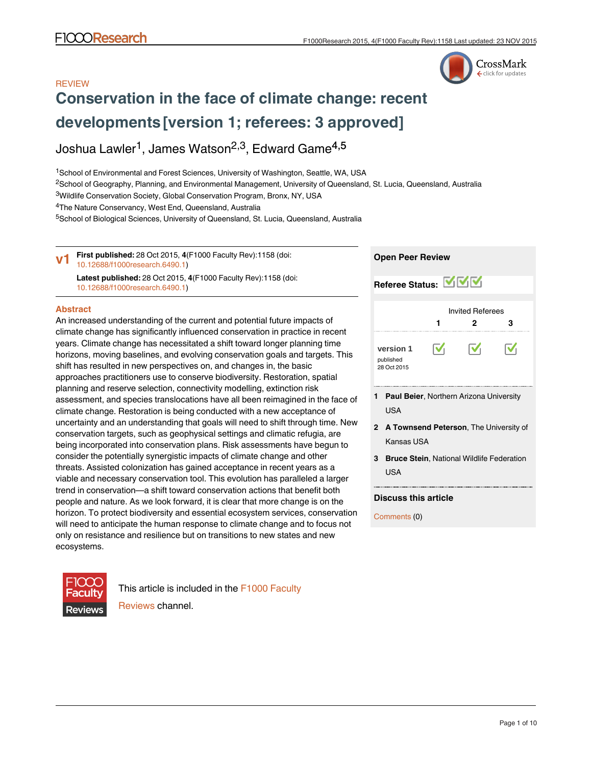REVIEW

# Conservation in the face of climate change: recent developments [version 1; referees: 3 approved]

Joshua Lawler[1], James Watson[2,3], Edward Game[4,5]

[1]School of Environmental and Forest Sciences, University of Washington, Seattle, WA, USA
[2]School of Geography, Planning, and Environmental Management, University of Queensland, St. Lucia, Queensland, Australia
[3]Wildlife Conservation Society, Global Conservation Program, Bronx, NY, USA
[4]The Nature Conservancy, West End, Queensland, Australia
[5]School of Biological Sciences, University of Queensland, St. Lucia, Queensland, Australia

**v1** **First published:** 28 Oct 2015, **4**(F1000 Faculty Rev):1158 (doi: 10.12688/f1000research.6490.1)
**Latest published:** 28 Oct 2015, **4**(F1000 Faculty Rev):1158 (doi: 10.12688/f1000research.6490.1)

## Abstract

An increased understanding of the current and potential future impacts of climate change has significantly influenced conservation in practice in recent years. Climate change has necessitated a shift toward longer planning time horizons, moving baselines, and evolving conservation goals and targets. This shift has resulted in new perspectives on, and changes in, the basic approaches practitioners use to conserve biodiversity. Restoration, spatial planning and reserve selection, connectivity modelling, extinction risk assessment, and species translocations have all been reimagined in the face of climate change. Restoration is being conducted with a new acceptance of uncertainty and an understanding that goals will need to shift through time. New conservation targets, such as geophysical settings and climatic refugia, are being incorporated into conservation plans. Risk assessments have begun to consider the potentially synergistic impacts of climate change and other threats. Assisted colonization has gained acceptance in recent years as a viable and necessary conservation tool. This evolution has paralleled a larger trend in conservation—a shift toward conservation actions that benefit both people and nature. As we look forward, it is clear that more change is on the horizon. To protect biodiversity and essential ecosystem services, conservation will need to anticipate the human response to climate change and to focus not only on resistance and resilience but on transitions to new states and new ecosystems.

This article is included in the F1000 Faculty Reviews channel.

## Open Peer Review

**Referee Status:** ✓ ✓ ✓

| | Invited Referees | | |
|---|---|---|---|
| | 1 | 2 | 3 |
| **version 1** published 28 Oct 2015 | ✓ | ✓ | ✓ |

1. **Paul Beier**, Northern Arizona University USA
2. **A Townsend Peterson**, The University of Kansas USA
3. **Bruce Stein**, National Wildlife Federation USA

### Discuss this article

Comments (0)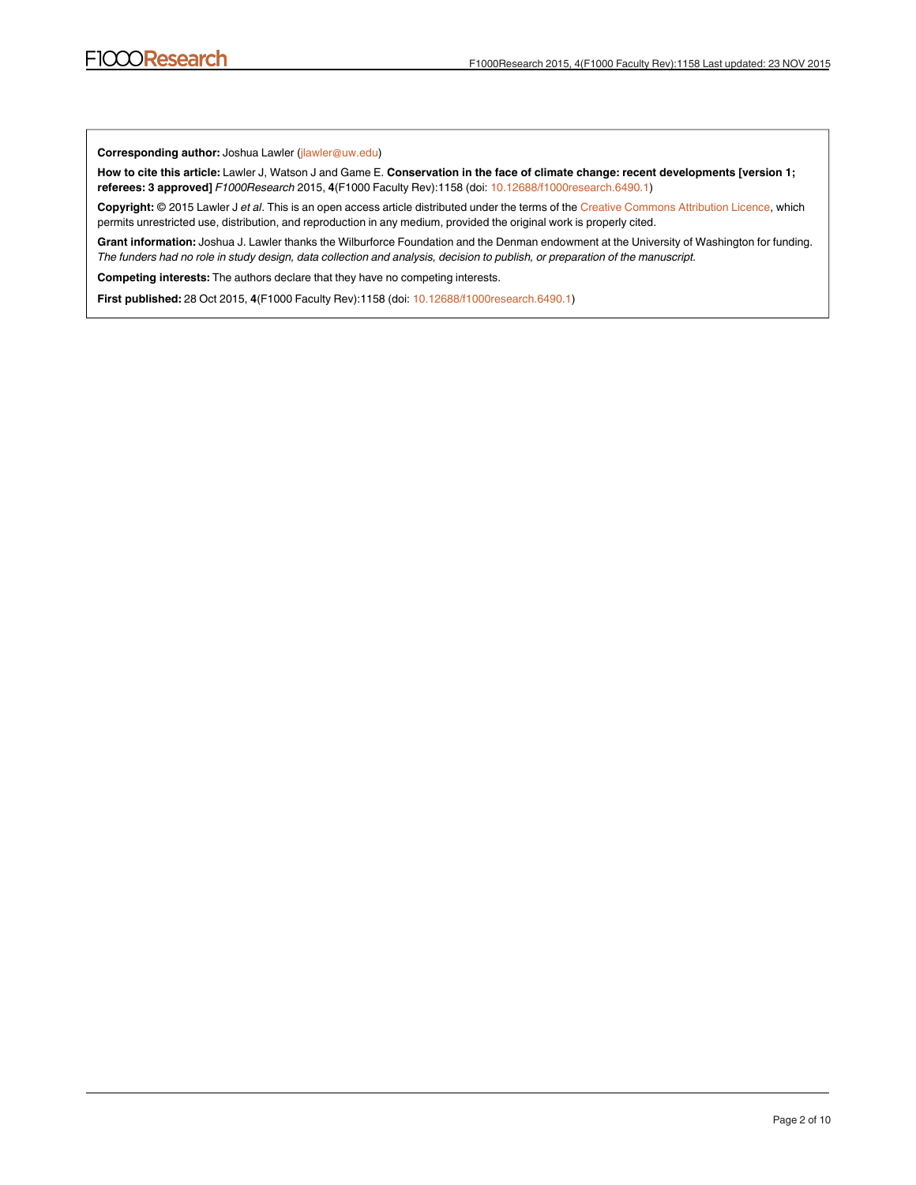**Corresponding author:** Joshua Lawler (jlawler@uw.edu)

**How to cite this article:** Lawler J, Watson J and Game E. **Conservation in the face of climate change: recent developments [version 1; referees: 3 approved]** *F1000Research* 2015, **4**(F1000 Faculty Rev):1158 (doi: 10.12688/f1000research.6490.1)

**Copyright:** © 2015 Lawler J *et al*. This is an open access article distributed under the terms of the Creative Commons Attribution Licence, which permits unrestricted use, distribution, and reproduction in any medium, provided the original work is properly cited.

**Grant information:** Joshua J. Lawler thanks the Wilburforce Foundation and the Denman endowment at the University of Washington for funding. *The funders had no role in study design, data collection and analysis, decision to publish, or preparation of the manuscript.*

**Competing interests:** The authors declare that they have no competing interests.

**First published:** 28 Oct 2015, **4**(F1000 Faculty Rev):1158 (doi: 10.12688/f1000research.6490.1)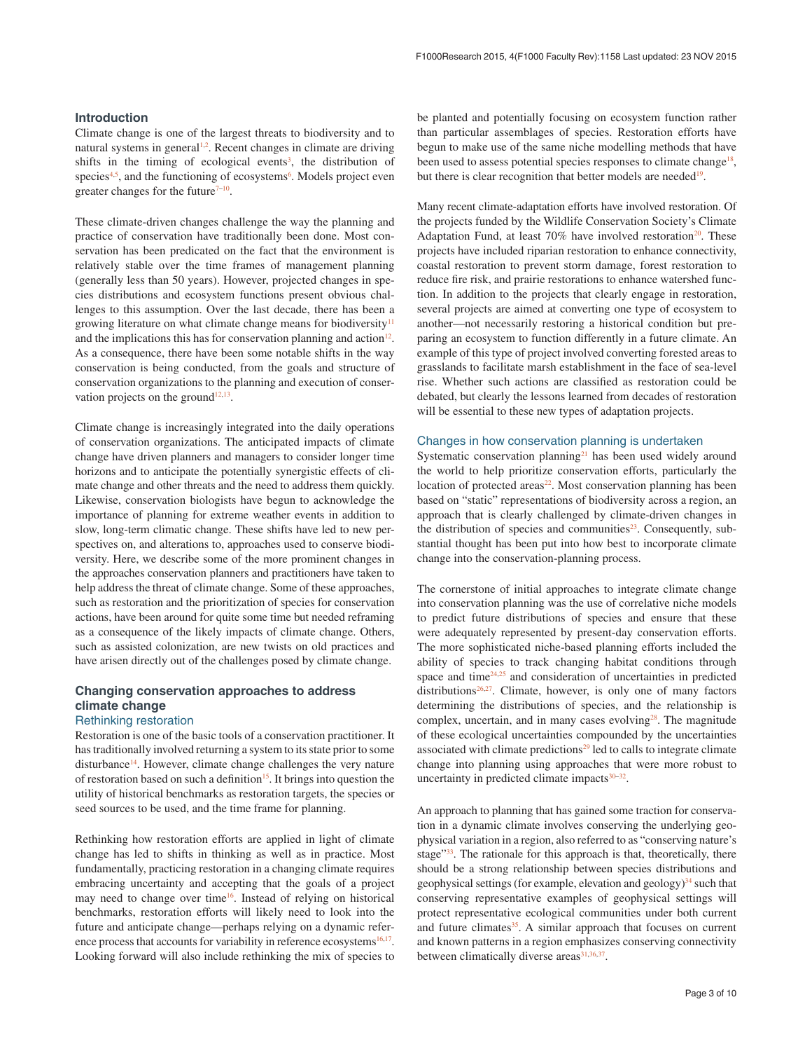## Introduction

Climate change is one of the largest threats to biodiversity and to natural systems in general[1,2]. Recent changes in climate are driving shifts in the timing of ecological events[3], the distribution of species[4,5], and the functioning of ecosystems[6]. Models project even greater changes for the future[7–10].

These climate-driven changes challenge the way the planning and practice of conservation have traditionally been done. Most conservation has been predicated on the fact that the environment is relatively stable over the time frames of management planning (generally less than 50 years). However, projected changes in species distributions and ecosystem functions present obvious challenges to this assumption. Over the last decade, there has been a growing literature on what climate change means for biodiversity[11] and the implications this has for conservation planning and action[12]. As a consequence, there have been some notable shifts in the way conservation is being conducted, from the goals and structure of conservation organizations to the planning and execution of conservation projects on the ground[12,13].

Climate change is increasingly integrated into the daily operations of conservation organizations. The anticipated impacts of climate change have driven planners and managers to consider longer time horizons and to anticipate the potentially synergistic effects of climate change and other threats and the need to address them quickly. Likewise, conservation biologists have begun to acknowledge the importance of planning for extreme weather events in addition to slow, long-term climatic change. These shifts have led to new perspectives on, and alterations to, approaches used to conserve biodiversity. Here, we describe some of the more prominent changes in the approaches conservation planners and practitioners have taken to help address the threat of climate change. Some of these approaches, such as restoration and the prioritization of species for conservation actions, have been around for quite some time but needed reframing as a consequence of the likely impacts of climate change. Others, such as assisted colonization, are new twists on old practices and have arisen directly out of the challenges posed by climate change.

## Changing conservation approaches to address climate change

### Rethinking restoration

Restoration is one of the basic tools of a conservation practitioner. It has traditionally involved returning a system to its state prior to some disturbance[14]. However, climate change challenges the very nature of restoration based on such a definition[15]. It brings into question the utility of historical benchmarks as restoration targets, the species or seed sources to be used, and the time frame for planning.

Rethinking how restoration efforts are applied in light of climate change has led to shifts in thinking as well as in practice. Most fundamentally, practicing restoration in a changing climate requires embracing uncertainty and accepting that the goals of a project may need to change over time[16]. Instead of relying on historical benchmarks, restoration efforts will likely need to look into the future and anticipate change—perhaps relying on a dynamic reference process that accounts for variability in reference ecosystems[16,17]. Looking forward will also include rethinking the mix of species to be planted and potentially focusing on ecosystem function rather than particular assemblages of species. Restoration efforts have begun to make use of the same niche modelling methods that have been used to assess potential species responses to climate change[18], but there is clear recognition that better models are needed[19].

Many recent climate-adaptation efforts have involved restoration. Of the projects funded by the Wildlife Conservation Society's Climate Adaptation Fund, at least 70% have involved restoration[20]. These projects have included riparian restoration to enhance connectivity, coastal restoration to prevent storm damage, forest restoration to reduce fire risk, and prairie restorations to enhance watershed function. In addition to the projects that clearly engage in restoration, several projects are aimed at converting one type of ecosystem to another—not necessarily restoring a historical condition but preparing an ecosystem to function differently in a future climate. An example of this type of project involved converting forested areas to grasslands to facilitate marsh establishment in the face of sea-level rise. Whether such actions are classified as restoration could be debated, but clearly the lessons learned from decades of restoration will be essential to these new types of adaptation projects.

### Changes in how conservation planning is undertaken

Systematic conservation planning[21] has been used widely around the world to help prioritize conservation efforts, particularly the location of protected areas[22]. Most conservation planning has been based on "static" representations of biodiversity across a region, an approach that is clearly challenged by climate-driven changes in the distribution of species and communities[23]. Consequently, substantial thought has been put into how best to incorporate climate change into the conservation-planning process.

The cornerstone of initial approaches to integrate climate change into conservation planning was the use of correlative niche models to predict future distributions of species and ensure that these were adequately represented by present-day conservation efforts. The more sophisticated niche-based planning efforts included the ability of species to track changing habitat conditions through space and time[24,25] and consideration of uncertainties in predicted distributions[26,27]. Climate, however, is only one of many factors determining the distributions of species, and the relationship is complex, uncertain, and in many cases evolving[28]. The magnitude of these ecological uncertainties compounded by the uncertainties associated with climate predictions[29] led to calls to integrate climate change into planning using approaches that were more robust to uncertainty in predicted climate impacts[30–32].

An approach to planning that has gained some traction for conservation in a dynamic climate involves conserving the underlying geophysical variation in a region, also referred to as "conserving nature's stage"[33]. The rationale for this approach is that, theoretically, there should be a strong relationship between species distributions and geophysical settings (for example, elevation and geology)[34] such that conserving representative examples of geophysical settings will protect representative ecological communities under both current and future climates[35]. A similar approach that focuses on current and known patterns in a region emphasizes conserving connectivity between climatically diverse areas[31,36,37].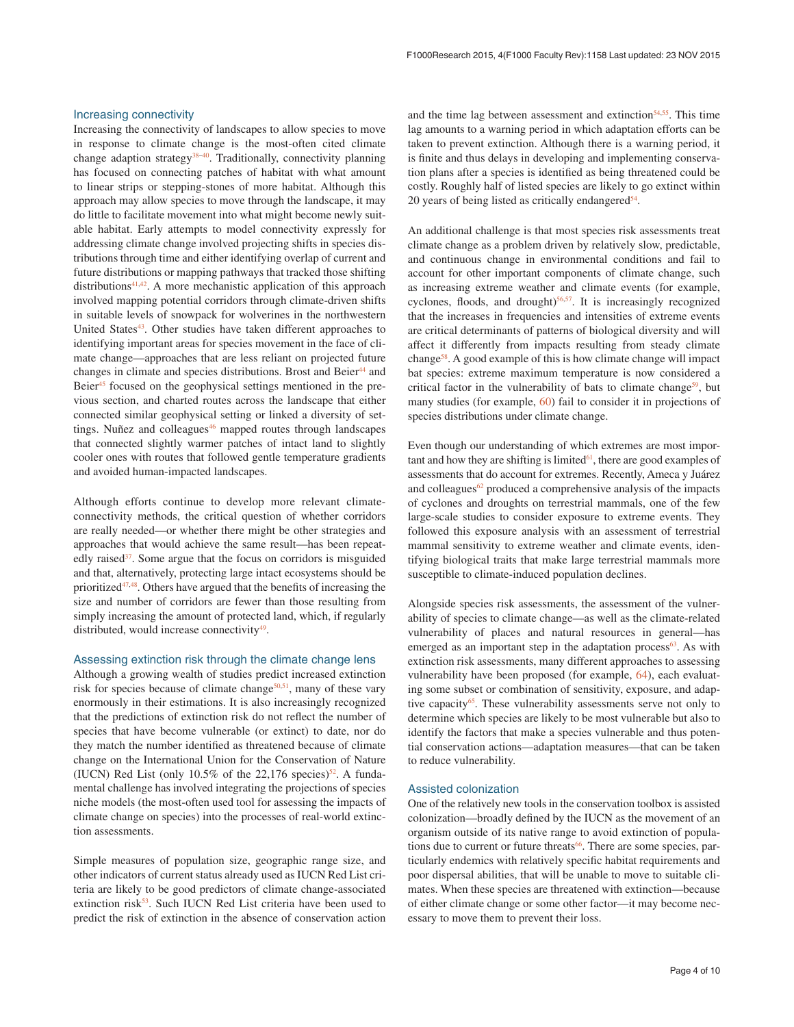### Increasing connectivity

Increasing the connectivity of landscapes to allow species to move in response to climate change is the most-often cited climate change adaption strategy[38–40]. Traditionally, connectivity planning has focused on connecting patches of habitat with what amount to linear strips or stepping-stones of more habitat. Although this approach may allow species to move through the landscape, it may do little to facilitate movement into what might become newly suitable habitat. Early attempts to model connectivity expressly for addressing climate change involved projecting shifts in species distributions through time and either identifying overlap of current and future distributions or mapping pathways that tracked those shifting distributions[41,42]. A more mechanistic application of this approach involved mapping potential corridors through climate-driven shifts in suitable levels of snowpack for wolverines in the northwestern United States[43]. Other studies have taken different approaches to identifying important areas for species movement in the face of climate change—approaches that are less reliant on projected future changes in climate and species distributions. Brost and Beier[44] and Beier[45] focused on the geophysical settings mentioned in the previous section, and charted routes across the landscape that either connected similar geophysical setting or linked a diversity of settings. Nuñez and colleagues[46] mapped routes through landscapes that connected slightly warmer patches of intact land to slightly cooler ones with routes that followed gentle temperature gradients and avoided human-impacted landscapes.

Although efforts continue to develop more relevant climate-connectivity methods, the critical question of whether corridors are really needed—or whether there might be other strategies and approaches that would achieve the same result—has been repeatedly raised[37]. Some argue that the focus on corridors is misguided and that, alternatively, protecting large intact ecosystems should be prioritized[47,48]. Others have argued that the benefits of increasing the size and number of corridors are fewer than those resulting from simply increasing the amount of protected land, which, if regularly distributed, would increase connectivity[49].

### Assessing extinction risk through the climate change lens

Although a growing wealth of studies predict increased extinction risk for species because of climate change[50,51], many of these vary enormously in their estimations. It is also increasingly recognized that the predictions of extinction risk do not reflect the number of species that have become vulnerable (or extinct) to date, nor do they match the number identified as threatened because of climate change on the International Union for the Conservation of Nature (IUCN) Red List (only 10.5% of the 22,176 species)[52]. A fundamental challenge has involved integrating the projections of species niche models (the most-often used tool for assessing the impacts of climate change on species) into the processes of real-world extinction assessments.

Simple measures of population size, geographic range size, and other indicators of current status already used as IUCN Red List criteria are likely to be good predictors of climate change-associated extinction risk[53]. Such IUCN Red List criteria have been used to predict the risk of extinction in the absence of conservation action and the time lag between assessment and extinction[54,55]. This time lag amounts to a warning period in which adaptation efforts can be taken to prevent extinction. Although there is a warning period, it is finite and thus delays in developing and implementing conservation plans after a species is identified as being threatened could be costly. Roughly half of listed species are likely to go extinct within 20 years of being listed as critically endangered[54].

An additional challenge is that most species risk assessments treat climate change as a problem driven by relatively slow, predictable, and continuous change in environmental conditions and fail to account for other important components of climate change, such as increasing extreme weather and climate events (for example, cyclones, floods, and drought)[56,57]. It is increasingly recognized that the increases in frequencies and intensities of extreme events are critical determinants of patterns of biological diversity and will affect it differently from impacts resulting from steady climate change[58]. A good example of this is how climate change will impact bat species: extreme maximum temperature is now considered a critical factor in the vulnerability of bats to climate change[59], but many studies (for example, 60) fail to consider it in projections of species distributions under climate change.

Even though our understanding of which extremes are most important and how they are shifting is limited[61], there are good examples of assessments that do account for extremes. Recently, Ameca y Juárez and colleagues[62] produced a comprehensive analysis of the impacts of cyclones and droughts on terrestrial mammals, one of the few large-scale studies to consider exposure to extreme events. They followed this exposure analysis with an assessment of terrestrial mammal sensitivity to extreme weather and climate events, identifying biological traits that make large terrestrial mammals more susceptible to climate-induced population declines.

Alongside species risk assessments, the assessment of the vulnerability of species to climate change—as well as the climate-related vulnerability of places and natural resources in general—has emerged as an important step in the adaptation process[63]. As with extinction risk assessments, many different approaches to assessing vulnerability have been proposed (for example, 64), each evaluating some subset or combination of sensitivity, exposure, and adaptive capacity[65]. These vulnerability assessments serve not only to determine which species are likely to be most vulnerable but also to identify the factors that make a species vulnerable and thus potential conservation actions—adaptation measures—that can be taken to reduce vulnerability.

### Assisted colonization

One of the relatively new tools in the conservation toolbox is assisted colonization—broadly defined by the IUCN as the movement of an organism outside of its native range to avoid extinction of populations due to current or future threats[66]. There are some species, particularly endemics with relatively specific habitat requirements and poor dispersal abilities, that will be unable to move to suitable climates. When these species are threatened with extinction—because of either climate change or some other factor—it may become necessary to move them to prevent their loss.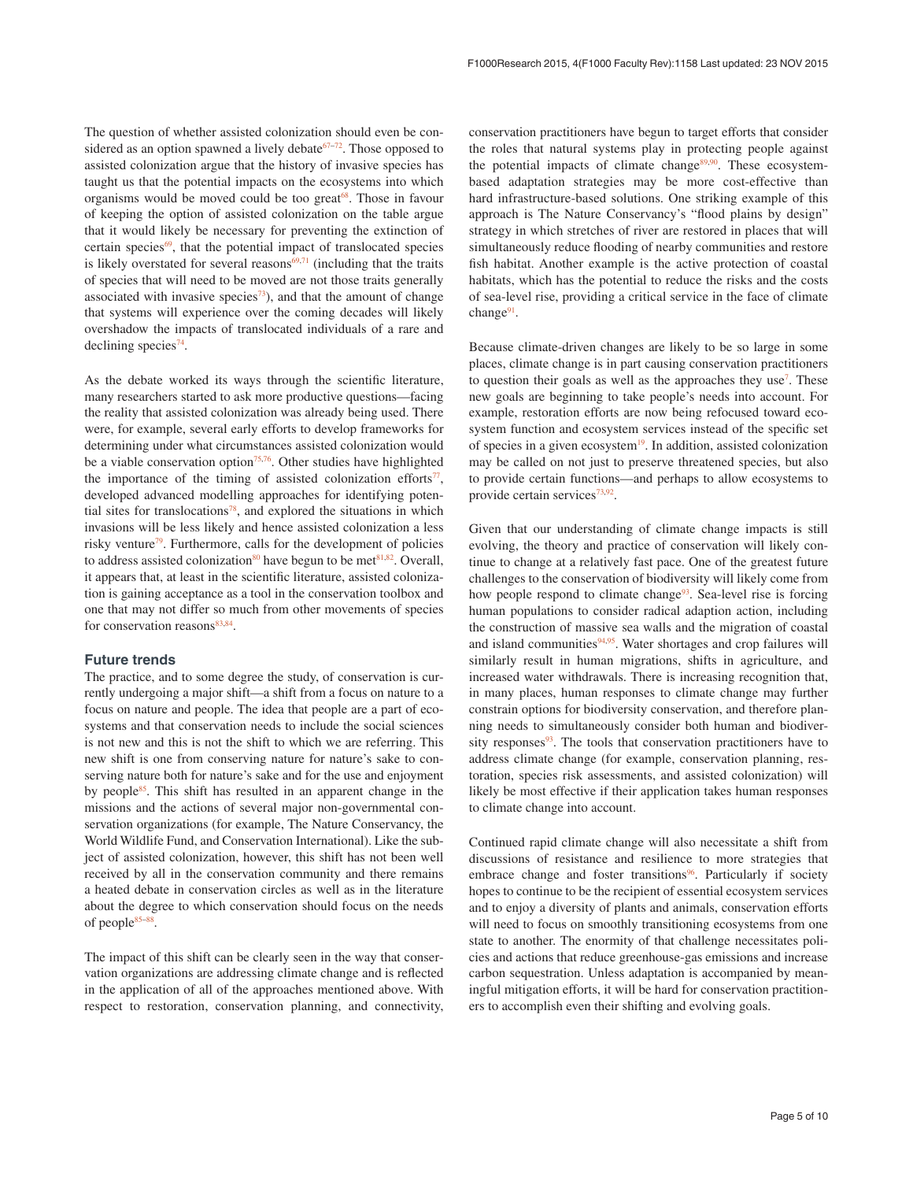The question of whether assisted colonization should even be considered as an option spawned a lively debate[67–72]. Those opposed to assisted colonization argue that the history of invasive species has taught us that the potential impacts on the ecosystems into which organisms would be moved could be too great[68]. Those in favour of keeping the option of assisted colonization on the table argue that it would likely be necessary for preventing the extinction of certain species[69], that the potential impact of translocated species is likely overstated for several reasons[69,71] (including that the traits of species that will need to be moved are not those traits generally associated with invasive species[73]), and that the amount of change that systems will experience over the coming decades will likely overshadow the impacts of translocated individuals of a rare and declining species[74].

As the debate worked its ways through the scientific literature, many researchers started to ask more productive questions—facing the reality that assisted colonization was already being used. There were, for example, several early efforts to develop frameworks for determining under what circumstances assisted colonization would be a viable conservation option[75,76]. Other studies have highlighted the importance of the timing of assisted colonization efforts[77], developed advanced modelling approaches for identifying potential sites for translocations[78], and explored the situations in which invasions will be less likely and hence assisted colonization a less risky venture[79]. Furthermore, calls for the development of policies to address assisted colonization[80] have begun to be met[81,82]. Overall, it appears that, at least in the scientific literature, assisted colonization is gaining acceptance as a tool in the conservation toolbox and one that may not differ so much from other movements of species for conservation reasons[83,84].

## Future trends

The practice, and to some degree the study, of conservation is currently undergoing a major shift—a shift from a focus on nature to a focus on nature and people. The idea that people are a part of ecosystems and that conservation needs to include the social sciences is not new and this is not the shift to which we are referring. This new shift is one from conserving nature for nature's sake to conserving nature both for nature's sake and for the use and enjoyment by people[85]. This shift has resulted in an apparent change in the missions and the actions of several major non-governmental conservation organizations (for example, The Nature Conservancy, the World Wildlife Fund, and Conservation International). Like the subject of assisted colonization, however, this shift has not been well received by all in the conservation community and there remains a heated debate in conservation circles as well as in the literature about the degree to which conservation should focus on the needs of people[85–88].

The impact of this shift can be clearly seen in the way that conservation organizations are addressing climate change and is reflected in the application of all of the approaches mentioned above. With respect to restoration, conservation planning, and connectivity, conservation practitioners have begun to target efforts that consider the roles that natural systems play in protecting people against the potential impacts of climate change[89,90]. These ecosystem-based adaptation strategies may be more cost-effective than hard infrastructure-based solutions. One striking example of this approach is The Nature Conservancy's "flood plains by design" strategy in which stretches of river are restored in places that will simultaneously reduce flooding of nearby communities and restore fish habitat. Another example is the active protection of coastal habitats, which has the potential to reduce the risks and the costs of sea-level rise, providing a critical service in the face of climate change[91].

Because climate-driven changes are likely to be so large in some places, climate change is in part causing conservation practitioners to question their goals as well as the approaches they use[7]. These new goals are beginning to take people's needs into account. For example, restoration efforts are now being refocused toward ecosystem function and ecosystem services instead of the specific set of species in a given ecosystem[19]. In addition, assisted colonization may be called on not just to preserve threatened species, but also to provide certain functions—and perhaps to allow ecosystems to provide certain services[73,92].

Given that our understanding of climate change impacts is still evolving, the theory and practice of conservation will likely continue to change at a relatively fast pace. One of the greatest future challenges to the conservation of biodiversity will likely come from how people respond to climate change[93]. Sea-level rise is forcing human populations to consider radical adaption action, including the construction of massive sea walls and the migration of coastal and island communities[94,95]. Water shortages and crop failures will similarly result in human migrations, shifts in agriculture, and increased water withdrawals. There is increasing recognition that, in many places, human responses to climate change may further constrain options for biodiversity conservation, and therefore planning needs to simultaneously consider both human and biodiversity responses[93]. The tools that conservation practitioners have to address climate change (for example, conservation planning, restoration, species risk assessments, and assisted colonization) will likely be most effective if their application takes human responses to climate change into account.

Continued rapid climate change will also necessitate a shift from discussions of resistance and resilience to more strategies that embrace change and foster transitions[96]. Particularly if society hopes to continue to be the recipient of essential ecosystem services and to enjoy a diversity of plants and animals, conservation efforts will need to focus on smoothly transitioning ecosystems from one state to another. The enormity of that challenge necessitates policies and actions that reduce greenhouse-gas emissions and increase carbon sequestration. Unless adaptation is accompanied by meaningful mitigation efforts, it will be hard for conservation practitioners to accomplish even their shifting and evolving goals.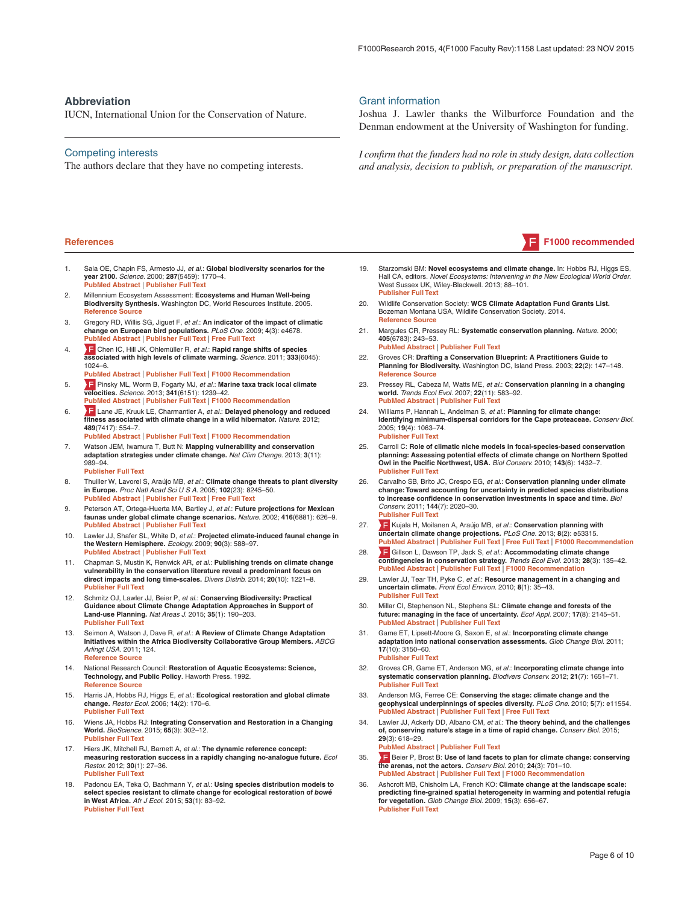## Abbreviation

IUCN, International Union for the Conservation of Nature.

## Competing interests

The authors declare that they have no competing interests.

## Grant information

Joshua J. Lawler thanks the Wilburforce Foundation and the Denman endowment at the University of Washington for funding.

*I confirm that the funders had no role in study design, data collection and analysis, decision to publish, or preparation of the manuscript.*

## References

F1000 recommended

1. Sala OE, Chapin FS, Armesto JJ, *et al.*: **Global biodiversity scenarios for the year 2100.** *Science.* 2000; **287**(5459): 1770–4.
PubMed Abstract | Publisher Full Text
2. Millennium Ecosystem Assessment: **Ecosystems and Human Well-being Biodiversity Synthesis.** Washington DC, World Resources Institute. 2005.
Reference Source
3. Gregory RD, Willis SG, Jiguet F, *et al.*: **An indicator of the impact of climatic change on European bird populations.** *PLoS One.* 2009; **4**(3): e4678.
PubMed Abstract | Publisher Full Text | Free Full Text
4. F Chen IC, Hill JK, Ohlemüller R, *et al.*: **Rapid range shifts of species associated with high levels of climate warming.** *Science.* 2011; **333**(6045): 1024–6.
PubMed Abstract | Publisher Full Text | F1000 Recommendation
5. F Pinsky ML, Worm B, Fogarty MJ, *et al.*: **Marine taxa track local climate velocities.** *Science.* 2013; **341**(6151): 1239–42.
PubMed Abstract | Publisher Full Text | F1000 Recommendation
6. F Lane JE, Kruuk LE, Charmantier A, *et al.*: **Delayed phenology and reduced fitness associated with climate change in a wild hibernator.** *Nature.* 2012; **489**(7417): 554–7.
PubMed Abstract | Publisher Full Text | F1000 Recommendation
7. Watson JEM, Iwamura T, Butt N: **Mapping vulnerability and conservation adaptation strategies under climate change.** *Nat Clim Change.* 2013; **3**(11): 989–94.
Publisher Full Text
8. Thuiller W, Lavorel S, Araújo MB, *et al.*: **Climate change threats to plant diversity in Europe.** *Proc Natl Acad Sci U S A.* 2005; **102**(23): 8245–50.
PubMed Abstract | Publisher Full Text | Free Full Text
9. Peterson AT, Ortega-Huerta MA, Bartley J, *et al.*: **Future projections for Mexican faunas under global climate change scenarios.** *Nature.* 2002; **416**(6881): 626–9.
PubMed Abstract | Publisher Full Text
10. Lawler JJ, Shafer SL, White D, *et al.*: **Projected climate-induced faunal change in the Western Hemisphere.** *Ecology.* 2009; **90**(3): 588–97.
PubMed Abstract | Publisher Full Text
11. Chapman S, Mustin K, Renwick AR, *et al.*: **Publishing trends on climate change vulnerability in the conservation literature reveal a predominant focus on direct impacts and long time-scales.** *Divers Distrib.* 2014; **20**(10): 1221–8.
Publisher Full Text
12. Schmitz OJ, Lawler JJ, Beier P, *et al.*: **Conserving Biodiversity: Practical Guidance about Climate Change Adaptation Approaches in Support of Land-use Planning.** *Nat Areas J.* 2015; **35**(1): 190–203.
Publisher Full Text
13. Seimon A, Watson J, Dave R, *et al.*: **A Review of Climate Change Adaptation Initiatives within the Africa Biodiversity Collaborative Group Members.** *ABCG Arlingt USA.* 2011; 124.
Reference Source
14. National Research Council: **Restoration of Aquatic Ecosystems: Science, Technology, and Public Policy.** Haworth Press. 1992.
Reference Source
15. Harris JA, Hobbs RJ, Higgs E, *et al.*: **Ecological restoration and global climate change.** *Restor Ecol.* 2006; **14**(2): 170–6.
Publisher Full Text
16. Wiens JA, Hobbs RJ: **Integrating Conservation and Restoration in a Changing World.** *BioScience.* 2015; **65**(3): 302–12.
Publisher Full Text
17. Hiers JK, Mitchell RJ, Barnett A, *et al.*: **The dynamic reference concept: measuring restoration success in a rapidly changing no-analogue future.** *Ecol Restor.* 2012; **30**(1): 27–36.
Publisher Full Text
18. Padonou EA, Teka O, Bachmann Y, *et al.*: **Using species distribution models to select species resistant to climate change for ecological restoration of *bowé* in West Africa.** *Afr J Ecol.* 2015; **53**(1): 83–92.
Publisher Full Text
19. Starzomski BM: **Novel ecosystems and climate change.** In: Hobbs RJ, Higgs ES, Hall CA, editors. *Novel Ecosystems: Intervening in the New Ecological World Order.* West Sussex UK, Wiley-Blackwell. 2013; 88–101.
Publisher Full Text
20. Wildlife Conservation Society: **WCS Climate Adaptation Fund Grants List.** Bozeman Montana USA, Wildlife Conservation Society. 2014.
Reference Source
21. Margules CR, Pressey RL: **Systematic conservation planning.** *Nature.* 2000; **405**(6783): 243–53.
PubMed Abstract | Publisher Full Text
22. Groves CR: **Drafting a Conservation Blueprint: A Practitioners Guide to Planning for Biodiversity.** Washington DC, Island Press. 2003; **22**(2): 147–148.
Reference Source
23. Pressey RL, Cabeza M, Watts ME, *et al.*: **Conservation planning in a changing world.** *Trends Ecol Evol.* 2007; **22**(11): 583–92.
PubMed Abstract | Publisher Full Text
24. Williams P, Hannah L, Andelman S, *et al.*: **Planning for climate change: Identifying minimum-dispersal corridors for the Cape proteaceae.** *Conserv Biol.* 2005; **19**(4): 1063–74.
Publisher Full Text
25. Carroll C: **Role of climatic niche models in focal-species-based conservation planning: Assessing potential effects of climate change on Northern Spotted Owl in the Pacific Northwest, USA.** *Biol Conserv.* 2010; **143**(6): 1432–7.
Publisher Full Text
26. Carvalho SB, Brito JC, Crespo EG, *et al.*: **Conservation planning under climate change: Toward accounting for uncertainty in predicted species distributions to increase confidence in conservation investments in space and time.** *Biol Conserv.* 2011; **144**(7): 2020–30.
Publisher Full Text
27. F Kujala H, Moilanen A, Araújo MB, *et al.*: **Conservation planning with uncertain climate change projections.** *PLoS One.* 2013; **8**(2): e53315.
PubMed Abstract | Publisher Full Text | Free Full Text | F1000 Recommendation
28. F Gillson L, Dawson TP, Jack S, *et al.*: **Accommodating climate change contingencies in conservation strategy.** *Trends Ecol Evol.* 2013; **28**(3): 135–42.
PubMed Abstract | Publisher Full Text | F1000 Recommendation
29. Lawler JJ, Tear TH, Pyke C, *et al.*: **Resource management in a changing and uncertain climate.** *Front Ecol Environ.* 2010; **8**(1): 35–43.
Publisher Full Text
30. Millar CI, Stephenson NL, Stephens SL: **Climate change and forests of the future: managing in the face of uncertainty.** *Ecol Appl.* 2007; **17**(8): 2145–51.
PubMed Abstract | Publisher Full Text
31. Game ET, Lipsett-Moore G, Saxon E, *et al.*: **Incorporating climate change adaptation into national conservation assessments.** *Glob Change Biol.* 2011; **17**(10): 3150–60.
Publisher Full Text
32. Groves CR, Game ET, Anderson MG, *et al.*: **Incorporating climate change into systematic conservation planning.** *Biodivers Conserv.* 2012; **21**(7): 1651–71.
Publisher Full Text
33. Anderson MG, Ferree CE: **Conserving the stage: climate change and the geophysical underpinnings of species diversity.** *PLoS One.* 2010; **5**(7): e11554.
PubMed Abstract | Publisher Full Text | Free Full Text
34. Lawler JJ, Ackerly DD, Albano CM, *et al.*: **The theory behind, and the challenges of, conserving nature's stage in a time of rapid change.** *Conserv Biol.* 2015; **29**(3): 618–29.
PubMed Abstract | Publisher Full Text
35. F Beier P, Brost B: **Use of land facets to plan for climate change: conserving the arenas, not the actors.** *Conserv Biol.* 2010; **24**(3): 701–10.
PubMed Abstract | Publisher Full Text | F1000 Recommendation
36. Ashcroft MB, Chisholm LA, French KO: **Climate change at the landscape scale: predicting fine-grained spatial heterogeneity in warming and potential refugia for vegetation.** *Glob Change Biol.* 2009; **15**(3): 656–67.
Publisher Full Text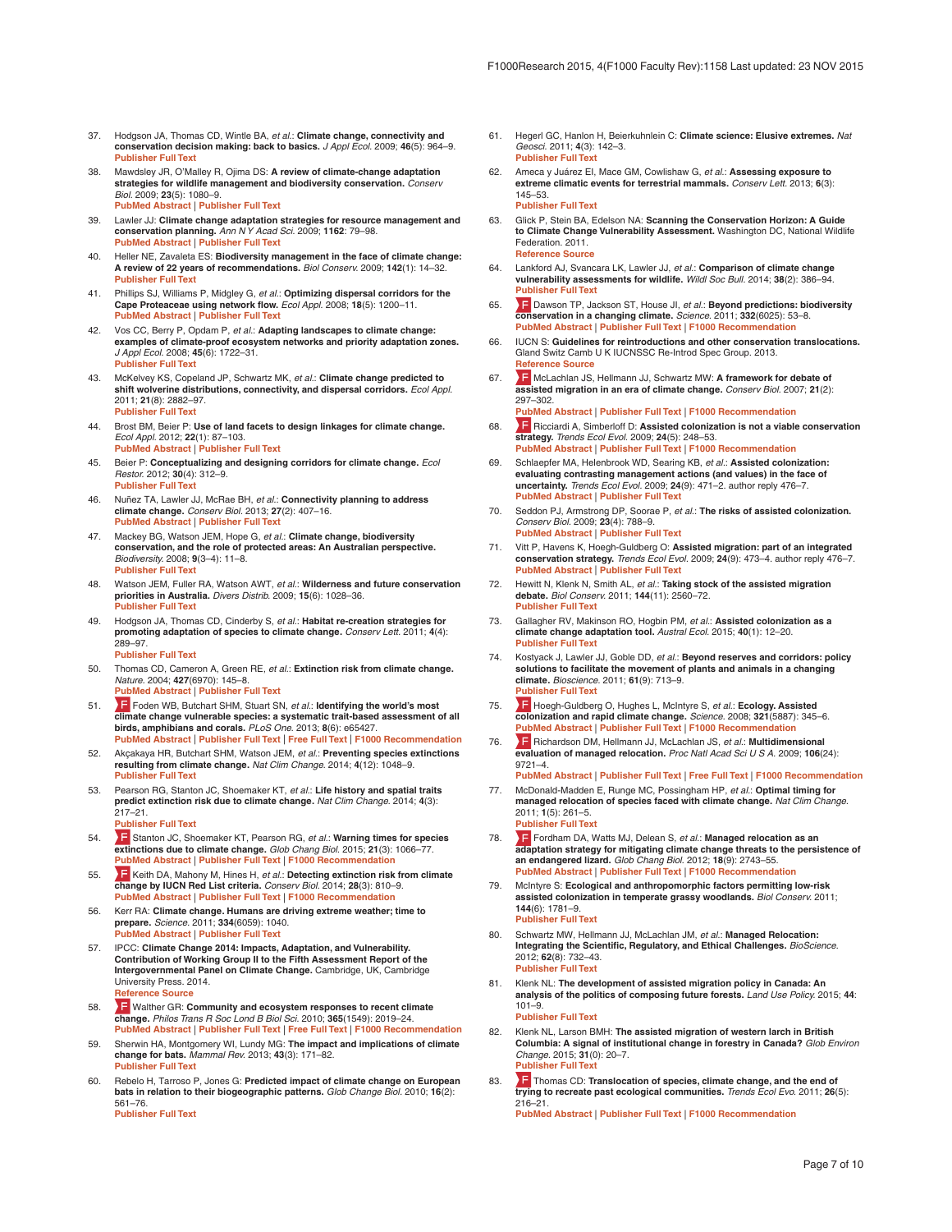37. Hodgson JA, Thomas CD, Wintle BA, *et al.*: **Climate change, connectivity and conservation decision making: back to basics.** *J Appl Ecol.* 2009; **46**(5): 964–9.
Publisher Full Text

38. Mawdsley JR, O'Malley R, Ojima DS: **A review of climate-change adaptation strategies for wildlife management and biodiversity conservation.** *Conserv Biol.* 2009; **23**(5): 1080–9.
PubMed Abstract | Publisher Full Text

39. Lawler JJ: **Climate change adaptation strategies for resource management and conservation planning.** *Ann N Y Acad Sci.* 2009; **1162**: 79–98.
PubMed Abstract | Publisher Full Text

40. Heller NE, Zavaleta ES: **Biodiversity management in the face of climate change: A review of 22 years of recommendations.** *Biol Conserv.* 2009; **142**(1): 14–32.
Publisher Full Text

41. Phillips SJ, Williams P, Midgley G, *et al.*: **Optimizing dispersal corridors for the Cape Proteaceae using network flow.** *Ecol Appl.* 2008; **18**(5): 1200–11.
PubMed Abstract | Publisher Full Text

42. Vos CC, Berry P, Opdam P, *et al.*: **Adapting landscapes to climate change: examples of climate-proof ecosystem networks and priority adaptation zones.** *J Appl Ecol.* 2008; **45**(6): 1722–31.
Publisher Full Text

43. McKelvey KS, Copeland JP, Schwartz MK, *et al.*: **Climate change predicted to shift wolverine distributions, connectivity, and dispersal corridors.** *Ecol Appl.* 2011; **21**(8): 2882–97.
Publisher Full Text

44. Brost BM, Beier P: **Use of land facets to design linkages for climate change.** *Ecol Appl.* 2012; **22**(1): 87–103.
PubMed Abstract | Publisher Full Text

45. Beier P: **Conceptualizing and designing corridors for climate change.** *Ecol Restor.* 2012; **30**(4): 312–9.
Publisher Full Text

46. Nuñez TA, Lawler JJ, McRae BH, *et al.*: **Connectivity planning to address climate change.** *Conserv Biol.* 2013; **27**(2): 407–16.
PubMed Abstract | Publisher Full Text

47. Mackey BG, Watson JEM, Hope G, *et al.*: **Climate change, biodiversity conservation, and the role of protected areas: An Australian perspective.** *Biodiversity.* 2008; **9**(3–4): 11–8.
Publisher Full Text

48. Watson JEM, Fuller RA, Watson AWT, *et al.*: **Wilderness and future conservation priorities in Australia.** *Divers Distrib.* 2009; **15**(6): 1028–36.
Publisher Full Text

49. Hodgson JA, Thomas CD, Cinderby S, *et al.*: **Habitat re-creation strategies for promoting adaptation of species to climate change.** *Conserv Lett.* 2011; **4**(4): 289–97.
Publisher Full Text

50. Thomas CD, Cameron A, Green RE, *et al.*: **Extinction risk from climate change.** *Nature.* 2004; **427**(6970): 145–8.
PubMed Abstract | Publisher Full Text

51. F Foden WB, Butchart SHM, Stuart SN, *et al.*: **Identifying the world's most climate change vulnerable species: a systematic trait-based assessment of all birds, amphibians and corals.** *PLoS One.* 2013; **8**(6): e65427.
PubMed Abstract | Publisher Full Text | Free Full Text | F1000 Recommendation

52. Akçakaya HR, Butchart SHM, Watson JEM, *et al.*: **Preventing species extinctions resulting from climate change.** *Nat Clim Change.* 2014; **4**(12): 1048–9.
Publisher Full Text

53. Pearson RG, Stanton JC, Shoemaker KT, *et al.*: **Life history and spatial traits predict extinction risk due to climate change.** *Nat Clim Change.* 2014; **4**(3): 217–21.
Publisher Full Text

54. F Stanton JC, Shoemaker KT, Pearson RG, *et al.*: **Warning times for species extinctions due to climate change.** *Glob Chang Biol.* 2015; **21**(3): 1066–77.
PubMed Abstract | Publisher Full Text | F1000 Recommendation

55. F Keith DA, Mahony M, Hines H, *et al.*: **Detecting extinction risk from climate change by IUCN Red List criteria.** *Conserv Biol.* 2014; **28**(3): 810–9.
PubMed Abstract | Publisher Full Text | F1000 Recommendation

56. Kerr RA: **Climate change. Humans are driving extreme weather; time to prepare.** *Science.* 2011; **334**(6059): 1040.
PubMed Abstract | Publisher Full Text

57. IPCC: **Climate Change 2014: Impacts, Adaptation, and Vulnerability. Contribution of Working Group II to the Fifth Assessment Report of the Intergovernmental Panel on Climate Change.** Cambridge, UK, Cambridge University Press. 2014.
Reference Source

58. F Walther GR: **Community and ecosystem responses to recent climate change.** *Philos Trans R Soc Lond B Biol Sci.* 2010; **365**(1549): 2019–24.
PubMed Abstract | Publisher Full Text | Free Full Text | F1000 Recommendation

59. Sherwin HA, Montgomery WI, Lundy MG: **The impact and implications of climate change for bats.** *Mammal Rev.* 2013; **43**(3): 171–82.
Publisher Full Text

60. Rebelo H, Tarroso P, Jones G: **Predicted impact of climate change on European bats in relation to their biogeographic patterns.** *Glob Change Biol.* 2010; **16**(2): 561–76.
Publisher Full Text

61. Hegerl GC, Hanlon H, Beierkuhnlein C: **Climate science: Elusive extremes.** *Nat Geosci.* 2011; **4**(3): 142–3.
Publisher Full Text

62. Ameca y Juárez EI, Mace GM, Cowlishaw G, *et al.*: **Assessing exposure to extreme climatic events for terrestrial mammals.** *Conserv Lett.* 2013; **6**(3): 145–53.
Publisher Full Text

63. Glick P, Stein BA, Edelson NA: **Scanning the Conservation Horizon: A Guide to Climate Change Vulnerability Assessment.** Washington DC, National Wildlife Federation. 2011.
Reference Source

64. Lankford AJ, Svancara LK, Lawler JJ, *et al.*: **Comparison of climate change vulnerability assessments for wildlife.** *Wildl Soc Bull.* 2014; **38**(2): 386–94.
Publisher Full Text

65. F Dawson TP, Jackson ST, House JI, *et al.*: **Beyond predictions: biodiversity conservation in a changing climate.** *Science.* 2011; **332**(6025): 53–8.
PubMed Abstract | Publisher Full Text | F1000 Recommendation

66. IUCN S: **Guidelines for reintroductions and other conservation translocations.** Gland Switz Camb U K IUCNSSC Re-Introd Spec Group. 2013.
Reference Source

67. F McLachlan JS, Hellmann JJ, Schwartz MW: **A framework for debate of assisted migration in an era of climate change.** *Conserv Biol.* 2007; **21**(2): 297–302.
PubMed Abstract | Publisher Full Text | F1000 Recommendation

68. F Ricciardi A, Simberloff D: **Assisted colonization is not a viable conservation strategy.** *Trends Ecol Evol.* 2009; **24**(5): 248–53.
PubMed Abstract | Publisher Full Text | F1000 Recommendation

69. Schlaepfer MA, Helenbrook WD, Searing KB, *et al.*: **Assisted colonization: evaluating contrasting management actions (and values) in the face of uncertainty.** *Trends Ecol Evol.* 2009; **24**(9): 471–2. author reply 476–7.
PubMed Abstract | Publisher Full Text

70. Seddon PJ, Armstrong DP, Soorae P, *et al.*: **The risks of assisted colonization.** *Conserv Biol.* 2009; **23**(4): 788–9.
PubMed Abstract | Publisher Full Text

71. Vitt P, Havens K, Hoegh-Guldberg O: **Assisted migration: part of an integrated conservation strategy.** *Trends Ecol Evol.* 2009; **24**(9): 473–4. author reply 476–7.
PubMed Abstract | Publisher Full Text

72. Hewitt N, Klenk N, Smith AL, *et al.*: **Taking stock of the assisted migration debate.** *Biol Conserv.* 2011; **144**(11): 2560–72.
Publisher Full Text

73. Gallagher RV, Makinson RO, Hogbin PM, *et al.*: **Assisted colonization as a climate change adaptation tool.** *Austral Ecol.* 2015; **40**(1): 12–20.
Publisher Full Text

74. Kostyack J, Lawler JJ, Goble DD, *et al.*: **Beyond reserves and corridors: policy solutions to facilitate the movement of plants and animals in a changing climate.** *Bioscience.* 2011; **61**(9): 713–9.
Publisher Full Text

75. F Hoegh-Guldberg O, Hughes L, McIntyre S, *et al.*: **Ecology. Assisted colonization and rapid climate change.** *Science.* 2008; **321**(5887): 345–6.
PubMed Abstract | Publisher Full Text | F1000 Recommendation

76. F Richardson DM, Hellmann JJ, McLachlan JS, *et al.*: **Multidimensional evaluation of managed relocation.** *Proc Natl Acad Sci U S A.* 2009; **106**(24): 9721–4.
PubMed Abstract | Publisher Full Text | Free Full Text | F1000 Recommendation

77. McDonald-Madden E, Runge MC, Possingham HP, *et al.*: **Optimal timing for managed relocation of species faced with climate change.** *Nat Clim Change.* 2011; **1**(5): 261–5.
Publisher Full Text

78. F Fordham DA, Watts MJ, Delean S, *et al.*: **Managed relocation as an adaptation strategy for mitigating climate change threats to the persistence of an endangered lizard.** *Glob Chang Biol.* 2012; **18**(9): 2743–55.
PubMed Abstract | Publisher Full Text | F1000 Recommendation

79. McIntyre S: **Ecological and anthropomorphic factors permitting low-risk assisted colonization in temperate grassy woodlands.** *Biol Conserv.* 2011; **144**(6): 1781–9.
Publisher Full Text

80. Schwartz MW, Hellmann JJ, McLachlan JM, *et al.*: **Managed Relocation: Integrating the Scientific, Regulatory, and Ethical Challenges.** *BioScience.* 2012; **62**(8): 732–43.
Publisher Full Text

81. Klenk NL: **The development of assisted migration policy in Canada: An analysis of the politics of composing future forests.** *Land Use Policy.* 2015; **44**: 101–9.
Publisher Full Text

82. Klenk NL, Larson BMH: **The assisted migration of western larch in British Columbia: A signal of institutional change in forestry in Canada?** *Glob Environ Change.* 2015; **31**(0): 20–7.
Publisher Full Text

83. F Thomas CD: **Translocation of species, climate change, and the end of trying to recreate past ecological communities.** *Trends Ecol Evo.* 2011; **26**(5): 216–21.
PubMed Abstract | Publisher Full Text | F1000 Recommendation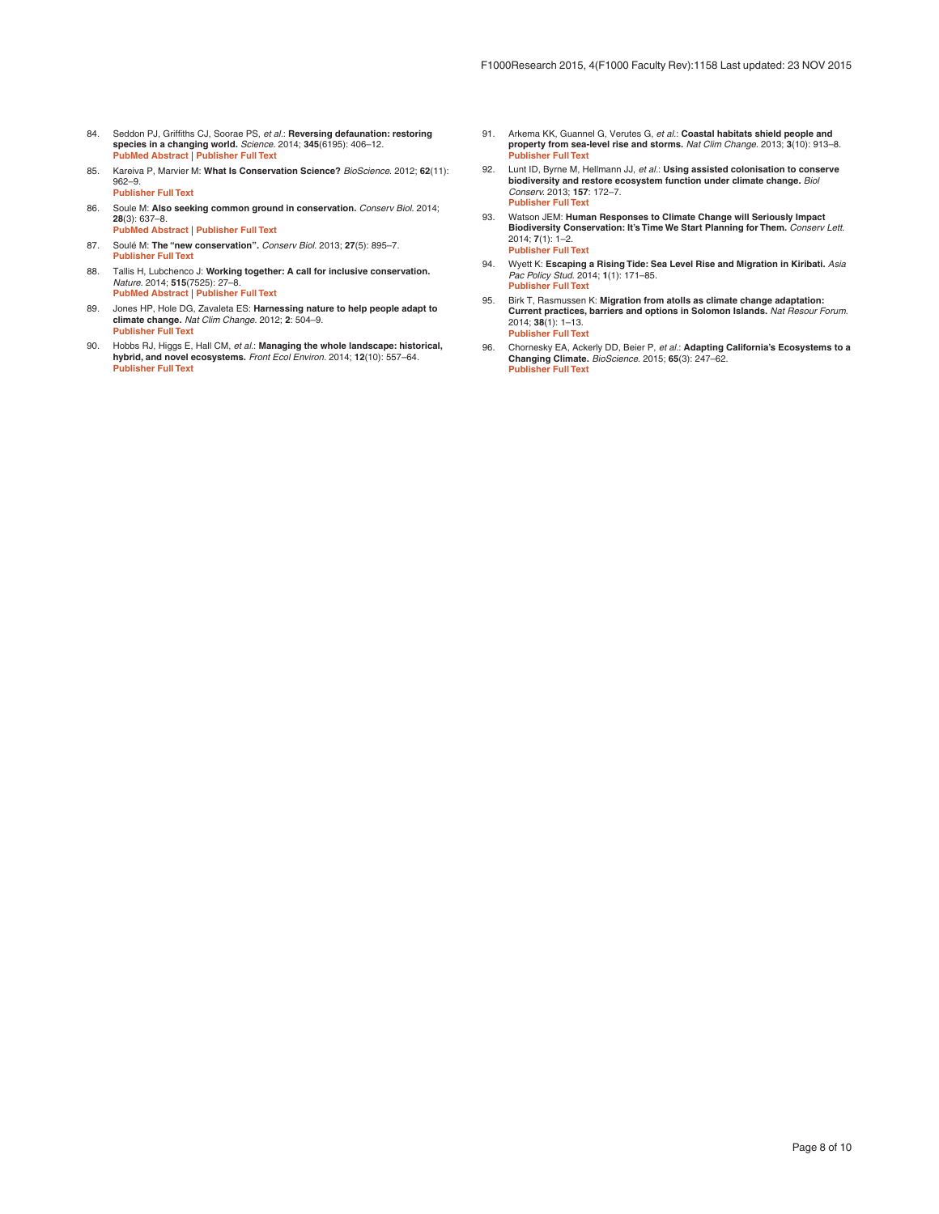84. Seddon PJ, Griffiths CJ, Soorae PS, *et al.*: **Reversing defaunation: restoring species in a changing world.** *Science.* 2014; **345**(6195): 406–12.
PubMed Abstract | Publisher Full Text

85. Kareiva P, Marvier M: **What Is Conservation Science?** *BioScience.* 2012; **62**(11): 962–9.
Publisher Full Text

86. Soule M: **Also seeking common ground in conservation.** *Conserv Biol.* 2014; **28**(3): 637–8.
PubMed Abstract | Publisher Full Text

87. Soulé M: **The "new conservation".** *Conserv Biol.* 2013; **27**(5): 895–7.
Publisher Full Text

88. Tallis H, Lubchenco J: **Working together: A call for inclusive conservation.** *Nature.* 2014; **515**(7525): 27–8.
PubMed Abstract | Publisher Full Text

89. Jones HP, Hole DG, Zavaleta ES: **Harnessing nature to help people adapt to climate change.** *Nat Clim Change.* 2012; **2**: 504–9.
Publisher Full Text

90. Hobbs RJ, Higgs E, Hall CM, *et al.*: **Managing the whole landscape: historical, hybrid, and novel ecosystems.** *Front Ecol Environ.* 2014; **12**(10): 557–64.
Publisher Full Text

91. Arkema KK, Guannel G, Verutes G, *et al.*: **Coastal habitats shield people and property from sea-level rise and storms.** *Nat Clim Change.* 2013; **3**(10): 913–8.
Publisher Full Text

92. Lunt ID, Byrne M, Hellmann JJ, *et al.*: **Using assisted colonisation to conserve biodiversity and restore ecosystem function under climate change.** *Biol Conserv.* 2013; **157**: 172–7.
Publisher Full Text

93. Watson JEM: **Human Responses to Climate Change will Seriously Impact Biodiversity Conservation: It's Time We Start Planning for Them.** *Conserv Lett.* 2014; **7**(1): 1–2.
Publisher Full Text

94. Wyett K: **Escaping a Rising Tide: Sea Level Rise and Migration in Kiribati.** *Asia Pac Policy Stud.* 2014; **1**(1): 171–85.
Publisher Full Text

95. Birk T, Rasmussen K: **Migration from atolls as climate change adaptation: Current practices, barriers and options in Solomon Islands.** *Nat Resour Forum.* 2014; **38**(1): 1–13.
Publisher Full Text

96. Chornesky EA, Ackerly DD, Beier P, *et al.*: **Adapting California's Ecosystems to a Changing Climate.** *BioScience.* 2015; **65**(3): 247–62.
Publisher Full Text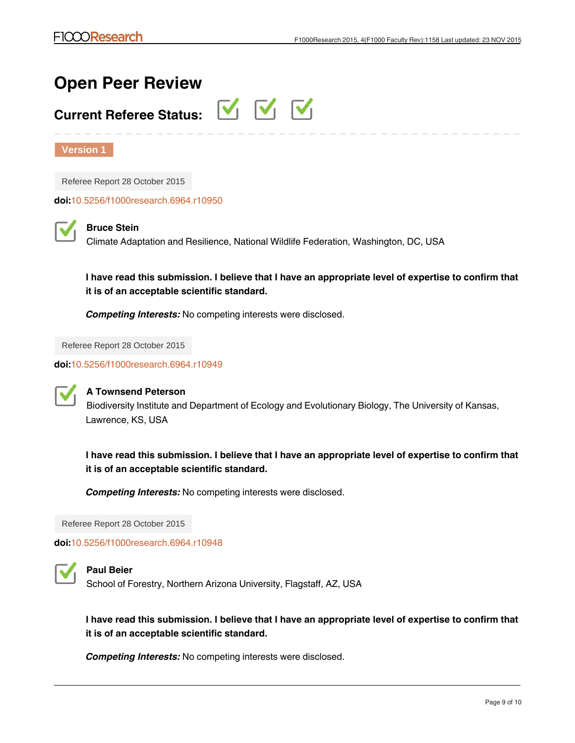# Open Peer Review

## Current Referee Status: ✓ ✓ ✓

**Version 1**

Referee Report 28 October 2015

**doi:**10.5256/f1000research.6964.r10950

✓ **Bruce Stein**

Climate Adaptation and Resilience, National Wildlife Federation, Washington, DC, USA

**I have read this submission. I believe that I have an appropriate level of expertise to confirm that it is of an acceptable scientific standard.**

***Competing Interests:*** No competing interests were disclosed.

Referee Report 28 October 2015

**doi:**10.5256/f1000research.6964.r10949

✓ **A Townsend Peterson**

Biodiversity Institute and Department of Ecology and Evolutionary Biology, The University of Kansas, Lawrence, KS, USA

**I have read this submission. I believe that I have an appropriate level of expertise to confirm that it is of an acceptable scientific standard.**

***Competing Interests:*** No competing interests were disclosed.

Referee Report 28 October 2015

**doi:**10.5256/f1000research.6964.r10948

✓ **Paul Beier**

School of Forestry, Northern Arizona University, Flagstaff, AZ, USA

**I have read this submission. I believe that I have an appropriate level of expertise to confirm that it is of an acceptable scientific standard.**

***Competing Interests:*** No competing interests were disclosed.